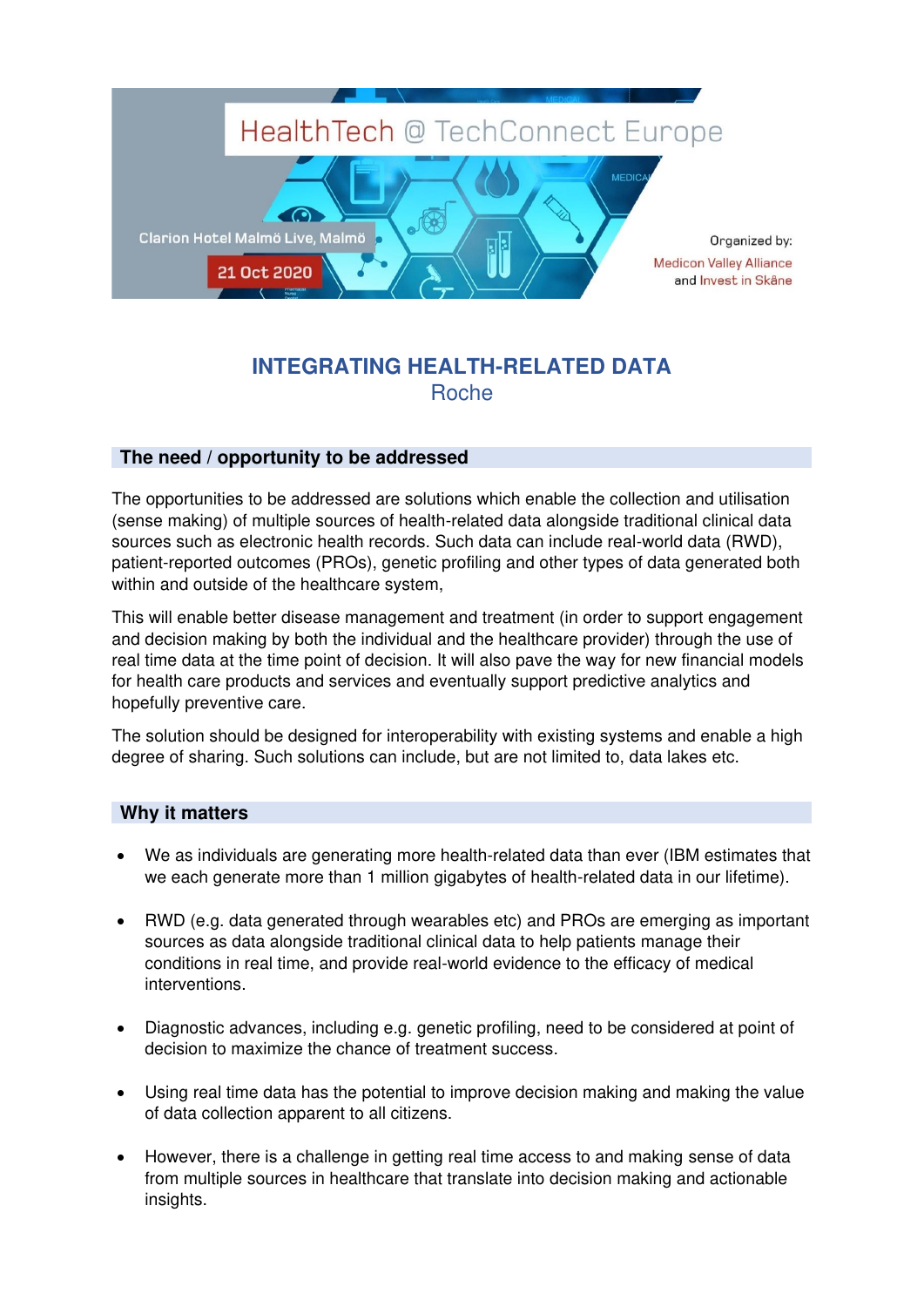HealthTech @ TechConnect Europe

Clarion Hotel Malmö Live, Malmö

21 Oct 2020

Organized by:
Medicon Valley Alliance
and Invest in Skåne

# INTEGRATING HEALTH-RELATED DATA

Roche

## The need / opportunity to be addressed

The opportunities to be addressed are solutions which enable the collection and utilisation (sense making) of multiple sources of health-related data alongside traditional clinical data sources such as electronic health records. Such data can include real-world data (RWD), patient-reported outcomes (PROs), genetic profiling and other types of data generated both within and outside of the healthcare system,

This will enable better disease management and treatment (in order to support engagement and decision making by both the individual and the healthcare provider) through the use of real time data at the time point of decision. It will also pave the way for new financial models for health care products and services and eventually support predictive analytics and hopefully preventive care.

The solution should be designed for interoperability with existing systems and enable a high degree of sharing. Such solutions can include, but are not limited to, data lakes etc.

## Why it matters

- We as individuals are generating more health-related data than ever (IBM estimates that we each generate more than 1 million gigabytes of health-related data in our lifetime).
- RWD (e.g. data generated through wearables etc) and PROs are emerging as important sources as data alongside traditional clinical data to help patients manage their conditions in real time, and provide real-world evidence to the efficacy of medical interventions.
- Diagnostic advances, including e.g. genetic profiling, need to be considered at point of decision to maximize the chance of treatment success.
- Using real time data has the potential to improve decision making and making the value of data collection apparent to all citizens.
- However, there is a challenge in getting real time access to and making sense of data from multiple sources in healthcare that translate into decision making and actionable insights.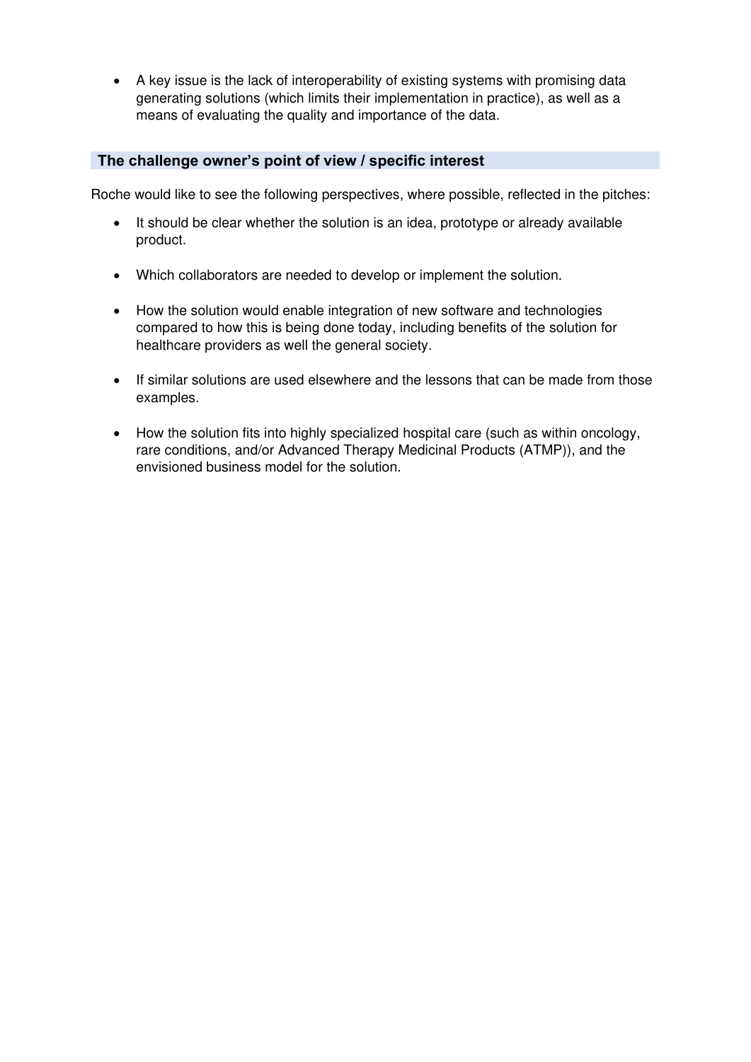- A key issue is the lack of interoperability of existing systems with promising data generating solutions (which limits their implementation in practice), as well as a means of evaluating the quality and importance of the data.

## The challenge owner's point of view / specific interest

Roche would like to see the following perspectives, where possible, reflected in the pitches:

- It should be clear whether the solution is an idea, prototype or already available product.
- Which collaborators are needed to develop or implement the solution.
- How the solution would enable integration of new software and technologies compared to how this is being done today, including benefits of the solution for healthcare providers as well the general society.
- If similar solutions are used elsewhere and the lessons that can be made from those examples.
- How the solution fits into highly specialized hospital care (such as within oncology, rare conditions, and/or Advanced Therapy Medicinal Products (ATMP)), and the envisioned business model for the solution.